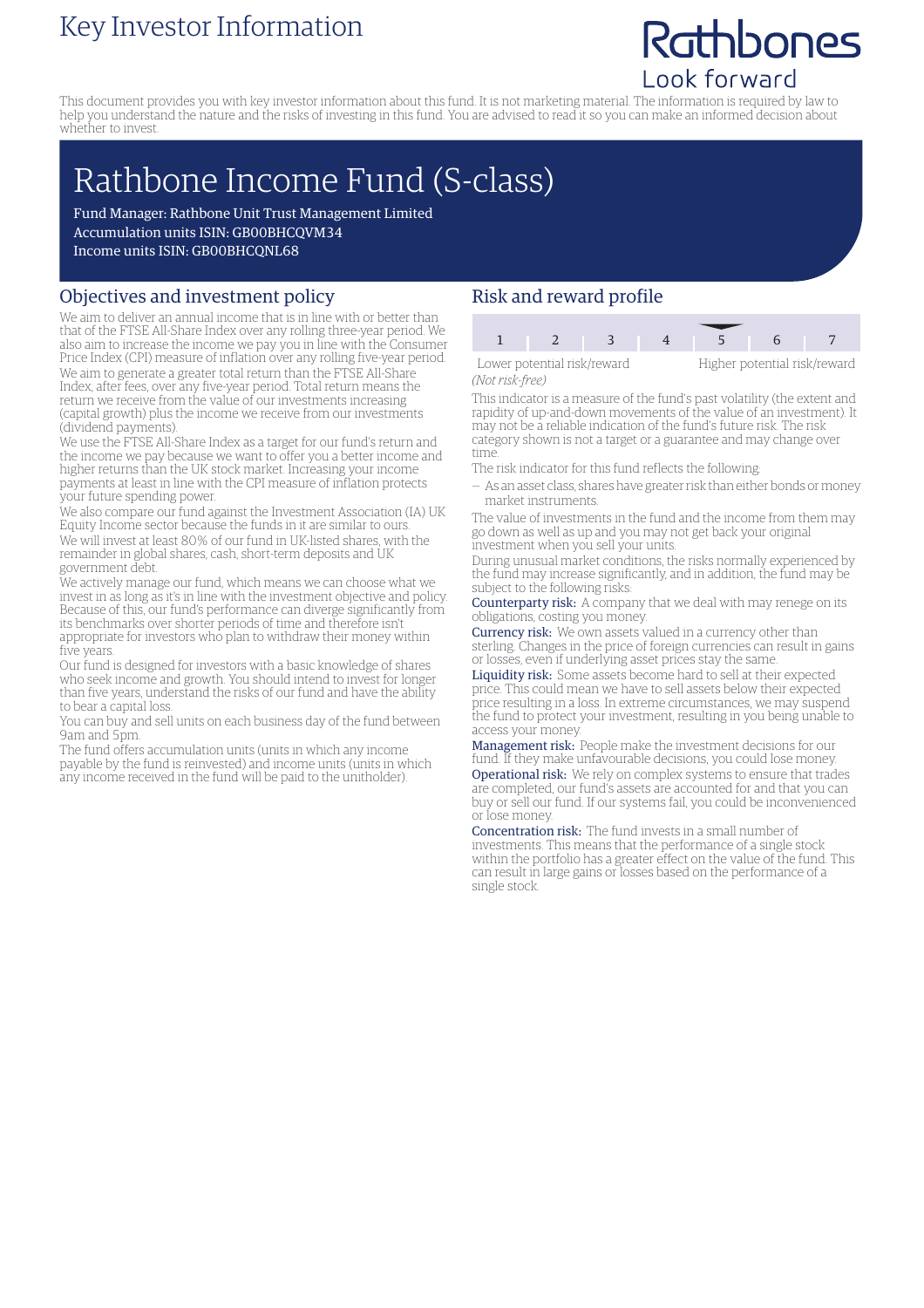# Key Investor Information

Rathbones
Look forward

This document provides you with key investor information about this fund. It is not marketing material. The information is required by law to help you understand the nature and the risks of investing in this fund. You are advised to read it so you can make an informed decision about whether to invest.

# Rathbone Income Fund (S-class)

Fund Manager: Rathbone Unit Trust Management Limited
Accumulation units ISIN: GB00BHCQVM34
Income units ISIN: GB00BHCQNL68

## Objectives and investment policy

We aim to deliver an annual income that is in line with or better than that of the FTSE All-Share Index over any rolling three-year period. We also aim to increase the income we pay you in line with the Consumer Price Index (CPI) measure of inflation over any rolling five-year period.

We aim to generate a greater total return than the FTSE All-Share Index, after fees, over any five-year period. Total return means the return we receive from the value of our investments increasing (capital growth) plus the income we receive from our investments (dividend payments).

We use the FTSE All-Share Index as a target for our fund's return and the income we pay because we want to offer you a better income and higher returns than the UK stock market. Increasing your income payments at least in line with the CPI measure of inflation protects your future spending power.

We also compare our fund against the Investment Association (IA) UK Equity Income sector because the funds in it are similar to ours.

We will invest at least 80% of our fund in UK-listed shares, with the remainder in global shares, cash, short-term deposits and UK government debt.

We actively manage our fund, which means we can choose what we invest in as long as it's in line with the investment objective and policy. Because of this, our fund's performance can diverge significantly from its benchmarks over shorter periods of time and therefore isn't appropriate for investors who plan to withdraw their money within five years.

Our fund is designed for investors with a basic knowledge of shares who seek income and growth. You should intend to invest for longer than five years, understand the risks of our fund and have the ability to bear a capital loss.

You can buy and sell units on each business day of the fund between 9am and 5pm.

The fund offers accumulation units (units in which any income payable by the fund is reinvested) and income units (units in which any income received in the fund will be paid to the unitholder).

## Risk and reward profile

| 1 | 2 | 3 | 4 | **5** ▼ | 6 | 7 |
|---|---|---|---|---|---|---|

Lower potential risk/reward — Higher potential risk/reward

*(Not risk-free)*

This indicator is a measure of the fund's past volatility (the extent and rapidity of up-and-down movements of the value of an investment). It may not be a reliable indication of the fund's future risk. The risk category shown is not a target or a guarantee and may change over time.

The risk indicator for this fund reflects the following:

– As an asset class, shares have greater risk than either bonds or money market instruments.

The value of investments in the fund and the income from them may go down as well as up and you may not get back your original investment when you sell your units.

During unusual market conditions, the risks normally experienced by the fund may increase significantly, and in addition, the fund may be subject to the following risks:

**Counterparty risk:** A company that we deal with may renege on its obligations, costing you money.

**Currency risk:** We own assets valued in a currency other than sterling. Changes in the price of foreign currencies can result in gains or losses, even if underlying asset prices stay the same.

**Liquidity risk:** Some assets become hard to sell at their expected price. This could mean we have to sell assets below their expected price resulting in a loss. In extreme circumstances, we may suspend the fund to protect your investment, resulting in you being unable to access your money.

**Management risk:** People make the investment decisions for our fund. If they make unfavourable decisions, you could lose money.

**Operational risk:** We rely on complex systems to ensure that trades are completed, our fund's assets are accounted for and that you can buy or sell our fund. If our systems fail, you could be inconvenienced or lose money.

**Concentration risk:** The fund invests in a small number of investments. This means that the performance of a single stock within the portfolio has a greater effect on the value of the fund. This can result in large gains or losses based on the performance of a single stock.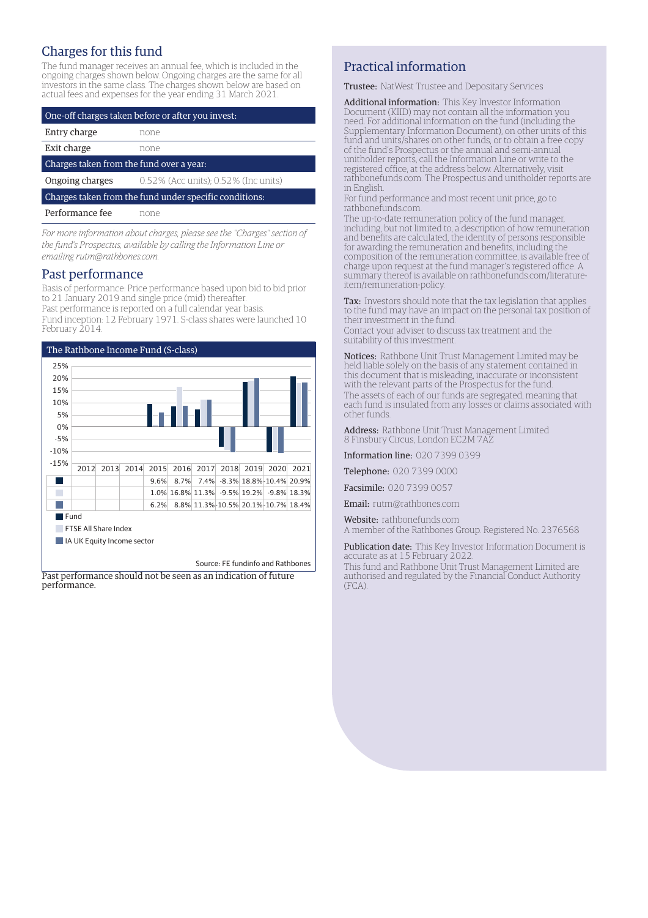## Charges for this fund

The fund manager receives an annual fee, which is included in the ongoing charges shown below. Ongoing charges are the same for all investors in the same class. The charges shown below are based on actual fees and expenses for the year ending 31 March 2021.

| One-off charges taken before or after you invest: | |
|---|---|
| Entry charge | none |
| Exit charge | none |
| **Charges taken from the fund over a year:** | |
| Ongoing charges | 0.52% (Acc units); 0.52% (Inc units) |
| **Charges taken from the fund under specific conditions:** | |
| Performance fee | none |

*For more information about charges, please see the "Charges" section of the fund's Prospectus, available by calling the Information Line or emailing rutm@rathbones.com.*

## Past performance

Basis of performance: Price performance based upon bid to bid prior to 21 January 2019 and single price (mid) thereafter.
Past performance is reported on a full calendar year basis.
Fund inception: 12 February 1971. S-class shares were launched 10 February 2014.

The Rathbone Income Fund (S-class)

25%
20%
15%
10%
5%
0%
-5%
-10%
-15%

| | 2012 | 2013 | 2014 | 2015 | 2016 | 2017 | 2018 | 2019 | 2020 | 2021 |
|---|---|---|---|---|---|---|---|---|---|---|
| Fund | | | | 9.6% | 8.7% | 7.4% | -8.3% | 18.8% | -10.4% | 20.9% |
| FTSE All Share Index | | | | 1.0% | 16.8% | 11.3% | -9.5% | 19.2% | -9.8% | 18.3% |
| IA UK Equity Income sector | | | | 6.2% | 8.8% | 11.3% | -10.5% | 20.1% | -10.7% | 18.4% |

Fund
FTSE All Share Index
IA UK Equity Income sector

Source: FE fundinfo and Rathbones

Past performance should not be seen as an indication of future performance.

## Practical information

**Trustee:** NatWest Trustee and Depositary Services

**Additional information:** This Key Investor Information Document (KIID) may not contain all the information you need. For additional information on the fund (including the Supplementary Information Document), on other units of this fund and units/shares on other funds, or to obtain a free copy of the fund's Prospectus or the annual and semi-annual unitholder reports, call the Information Line or write to the registered office, at the address below. Alternatively, visit rathbonefunds.com. The Prospectus and unitholder reports are in English.
For fund performance and most recent unit price, go to rathbonefunds.com.
The up-to-date remuneration policy of the fund manager, including, but not limited to, a description of how remuneration and benefits are calculated, the identity of persons responsible for awarding the remuneration and benefits, including the composition of the remuneration committee, is available free of charge upon request at the fund manager's registered office. A summary thereof is available on rathbonefunds.com/literature-item/remuneration-policy.

**Tax:** Investors should note that the tax legislation that applies to the fund may have an impact on the personal tax position of their investment in the fund.
Contact your adviser to discuss tax treatment and the suitability of this investment.

**Notices:** Rathbone Unit Trust Management Limited may be held liable solely on the basis of any statement contained in this document that is misleading, inaccurate or inconsistent with the relevant parts of the Prospectus for the fund.
The assets of each of our funds are segregated, meaning that each fund is insulated from any losses or claims associated with other funds.

**Address:** Rathbone Unit Trust Management Limited
8 Finsbury Circus, London EC2M 7AZ

**Information line:** 020 7399 0399

**Telephone:** 020 7399 0000

**Facsimile:** 020 7399 0057

**Email:** rutm@rathbones.com

**Website:** rathbonefunds.com
A member of the Rathbones Group. Registered No. 2376568

**Publication date:** This Key Investor Information Document is accurate as at 15 February 2022.
This fund and Rathbone Unit Trust Management Limited are authorised and regulated by the Financial Conduct Authority (FCA).